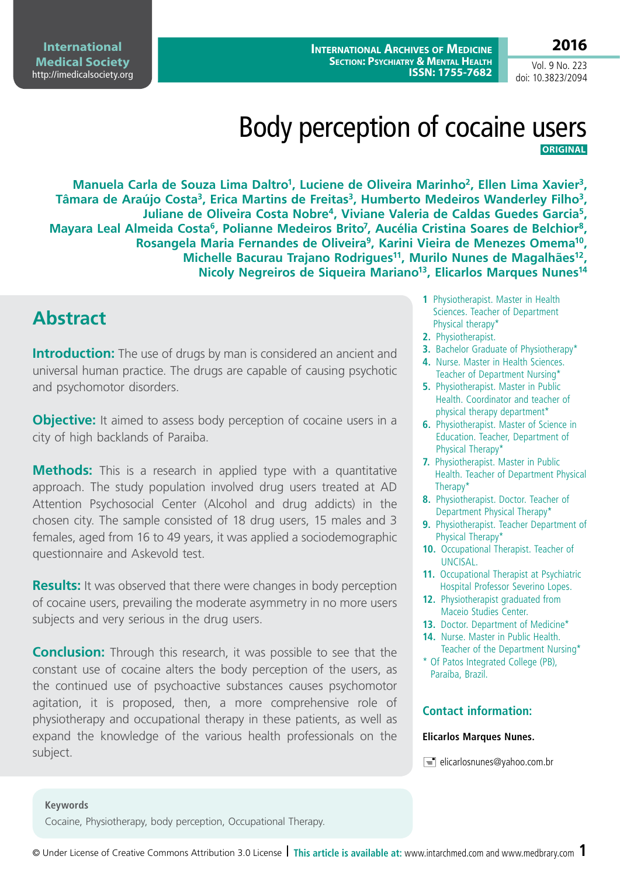# Body perception of cocaine users

**ORIGINAL**

**Manuela Carla de Souza Lima Daltro[1], Luciene de Oliveira Marinho[2], Ellen Lima Xavier[3], Tâmara de Araújo Costa[3], Erica Martins de Freitas[3], Humberto Medeiros Wanderley Filho[3], Juliane de Oliveira Costa Nobre[4], Viviane Valeria de Caldas Guedes Garcia[5], Mayara Leal Almeida Costa[6], Polianne Medeiros Brito[7], Aucélia Cristina Soares de Belchior[8], Rosangela Maria Fernandes de Oliveira[9], Karini Vieira de Menezes Omema[10], Michelle Bacurau Trajano Rodrigues[11], Murilo Nunes de Magalhães[12], Nicoly Negreiros de Siqueira Mariano[13], Elicarlos Marques Nunes[14]**

1 Physiotherapist. Master in Health Sciences. Teacher of Department Physical therapy*
2. Physiotherapist.
3. Bachelor Graduate of Physiotherapy*
4. Nurse. Master in Health Sciences. Teacher of Department Nursing*
5. Physiotherapist. Master in Public Health. Coordinator and teacher of physical therapy department*
6. Physiotherapist. Master of Science in Education. Teacher, Department of Physical Therapy*
7. Physiotherapist. Master in Public Health. Teacher of Department Physical Therapy*
8. Physiotherapist. Doctor. Teacher of Department Physical Therapy*
9. Physiotherapist. Teacher Department of Physical Therapy*
10. Occupational Therapist. Teacher of UNCISAL.
11. Occupational Therapist at Psychiatric Hospital Professor Severino Lopes.
12. Physiotherapist graduated from Maceio Studies Center.
13. Doctor. Department of Medicine*
14. Nurse. Master in Public Health. Teacher of the Department Nursing*

\* Of Patos Integrated College (PB), Paraíba, Brazil.

## Abstract

**Introduction:** The use of drugs by man is considered an ancient and universal human practice. The drugs are capable of causing psychotic and psychomotor disorders.

**Objective:** It aimed to assess body perception of cocaine users in a city of high backlands of Paraiba.

**Methods:** This is a research in applied type with a quantitative approach. The study population involved drug users treated at AD Attention Psychosocial Center (Alcohol and drug addicts) in the chosen city. The sample consisted of 18 drug users, 15 males and 3 females, aged from 16 to 49 years, it was applied a sociodemographic questionnaire and Askevold test.

**Results:** It was observed that there were changes in body perception of cocaine users, prevailing the moderate asymmetry in no more users subjects and very serious in the drug users.

**Conclusion:** Through this research, it was possible to see that the constant use of cocaine alters the body perception of the users, as the continued use of psychoactive substances causes psychomotor agitation, it is proposed, then, a more comprehensive role of physiotherapy and occupational therapy in these patients, as well as expand the knowledge of the various health professionals on the subject.

### Contact information:

**Elicarlos Marques Nunes.**

elicarlosnunes@yahoo.com.br

**Keywords**

Cocaine, Physiotherapy, body perception, Occupational Therapy.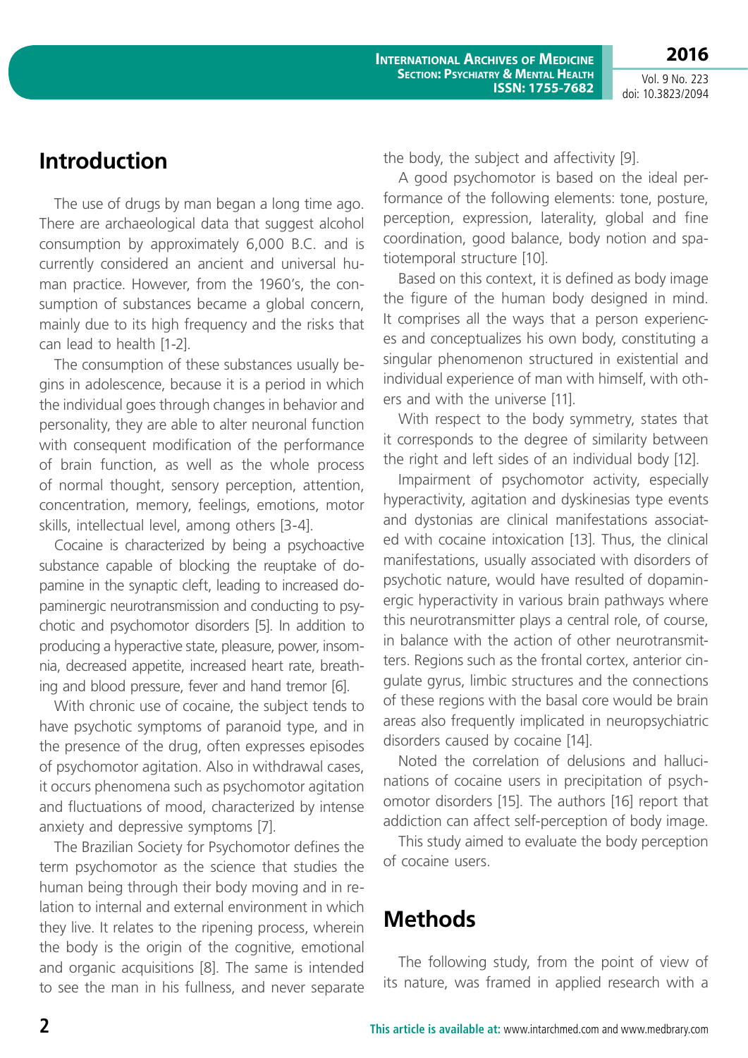## Introduction

The use of drugs by man began a long time ago. There are archaeological data that suggest alcohol consumption by approximately 6,000 B.C. and is currently considered an ancient and universal human practice. However, from the 1960's, the consumption of substances became a global concern, mainly due to its high frequency and the risks that can lead to health [1-2].

The consumption of these substances usually begins in adolescence, because it is a period in which the individual goes through changes in behavior and personality, they are able to alter neuronal function with consequent modification of the performance of brain function, as well as the whole process of normal thought, sensory perception, attention, concentration, memory, feelings, emotions, motor skills, intellectual level, among others [3-4].

Cocaine is characterized by being a psychoactive substance capable of blocking the reuptake of dopamine in the synaptic cleft, leading to increased dopaminergic neurotransmission and conducting to psychotic and psychomotor disorders [5]. In addition to producing a hyperactive state, pleasure, power, insomnia, decreased appetite, increased heart rate, breathing and blood pressure, fever and hand tremor [6].

With chronic use of cocaine, the subject tends to have psychotic symptoms of paranoid type, and in the presence of the drug, often expresses episodes of psychomotor agitation. Also in withdrawal cases, it occurs phenomena such as psychomotor agitation and fluctuations of mood, characterized by intense anxiety and depressive symptoms [7].

The Brazilian Society for Psychomotor defines the term psychomotor as the science that studies the human being through their body moving and in relation to internal and external environment in which they live. It relates to the ripening process, wherein the body is the origin of the cognitive, emotional and organic acquisitions [8]. The same is intended to see the man in his fullness, and never separate the body, the subject and affectivity [9].

A good psychomotor is based on the ideal performance of the following elements: tone, posture, perception, expression, laterality, global and fine coordination, good balance, body notion and spatiotemporal structure [10].

Based on this context, it is defined as body image the figure of the human body designed in mind. It comprises all the ways that a person experiences and conceptualizes his own body, constituting a singular phenomenon structured in existential and individual experience of man with himself, with others and with the universe [11].

With respect to the body symmetry, states that it corresponds to the degree of similarity between the right and left sides of an individual body [12].

Impairment of psychomotor activity, especially hyperactivity, agitation and dyskinesias type events and dystonias are clinical manifestations associated with cocaine intoxication [13]. Thus, the clinical manifestations, usually associated with disorders of psychotic nature, would have resulted of dopaminergic hyperactivity in various brain pathways where this neurotransmitter plays a central role, of course, in balance with the action of other neurotransmitters. Regions such as the frontal cortex, anterior cingulate gyrus, limbic structures and the connections of these regions with the basal core would be brain areas also frequently implicated in neuropsychiatric disorders caused by cocaine [14].

Noted the correlation of delusions and hallucinations of cocaine users in precipitation of psychomotor disorders [15]. The authors [16] report that addiction can affect self-perception of body image.

This study aimed to evaluate the body perception of cocaine users.

## Methods

The following study, from the point of view of its nature, was framed in applied research with a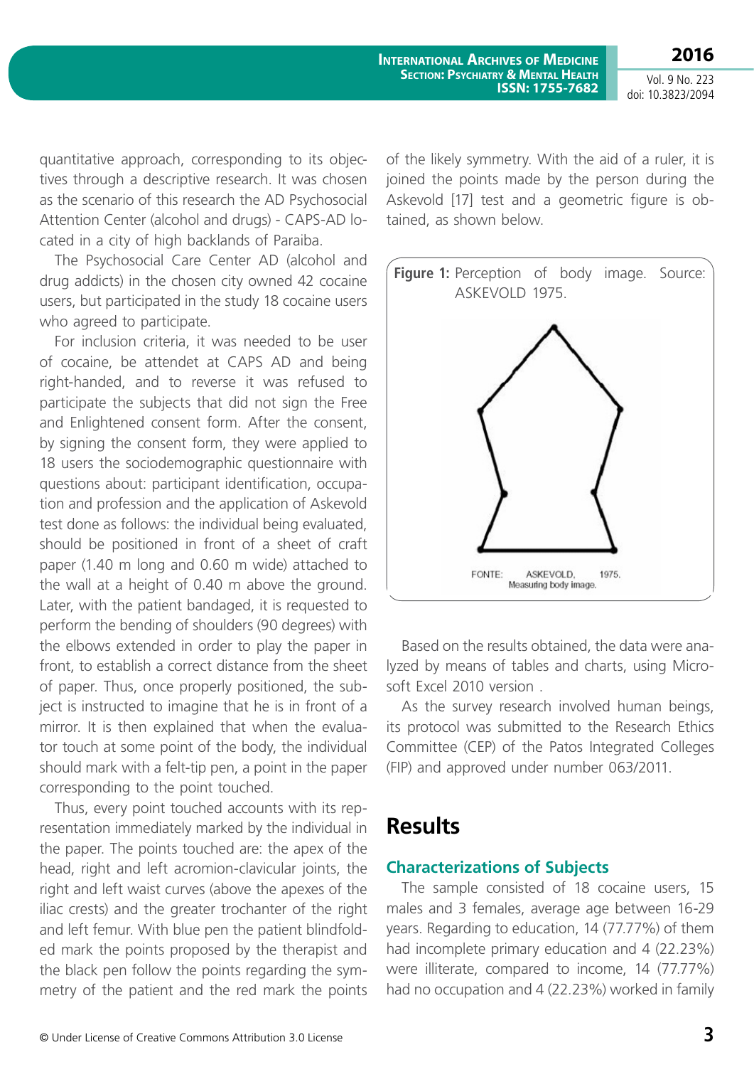quantitative approach, corresponding to its objectives through a descriptive research. It was chosen as the scenario of this research the AD Psychosocial Attention Center (alcohol and drugs) - CAPS-AD located in a city of high backlands of Paraiba.

The Psychosocial Care Center AD (alcohol and drug addicts) in the chosen city owned 42 cocaine users, but participated in the study 18 cocaine users who agreed to participate.

For inclusion criteria, it was needed to be user of cocaine, be attendet at CAPS AD and being right-handed, and to reverse it was refused to participate the subjects that did not sign the Free and Enlightened consent form. After the consent, by signing the consent form, they were applied to 18 users the sociodemographic questionnaire with questions about: participant identification, occupation and profession and the application of Askevold test done as follows: the individual being evaluated, should be positioned in front of a sheet of craft paper (1.40 m long and 0.60 m wide) attached to the wall at a height of 0.40 m above the ground. Later, with the patient bandaged, it is requested to perform the bending of shoulders (90 degrees) with the elbows extended in order to play the paper in front, to establish a correct distance from the sheet of paper. Thus, once properly positioned, the subject is instructed to imagine that he is in front of a mirror. It is then explained that when the evaluator touch at some point of the body, the individual should mark with a felt-tip pen, a point in the paper corresponding to the point touched.

Thus, every point touched accounts with its representation immediately marked by the individual in the paper. The points touched are: the apex of the head, right and left acromion-clavicular joints, the right and left waist curves (above the apexes of the iliac crests) and the greater trochanter of the right and left femur. With blue pen the patient blindfolded mark the points proposed by the therapist and the black pen follow the points regarding the symmetry of the patient and the red mark the points of the likely symmetry. With the aid of a ruler, it is joined the points made by the person during the Askevold [17] test and a geometric figure is obtained, as shown below.

**Figure 1:** Perception of body image. Source: ASKEVOLD 1975.

Based on the results obtained, the data were analyzed by means of tables and charts, using Microsoft Excel 2010 version .

As the survey research involved human beings, its protocol was submitted to the Research Ethics Committee (CEP) of the Patos Integrated Colleges (FIP) and approved under number 063/2011.

# Results

## Characterizations of Subjects

The sample consisted of 18 cocaine users, 15 males and 3 females, average age between 16-29 years. Regarding to education, 14 (77.77%) of them had incomplete primary education and 4 (22.23%) were illiterate, compared to income, 14 (77.77%) had no occupation and 4 (22.23%) worked in family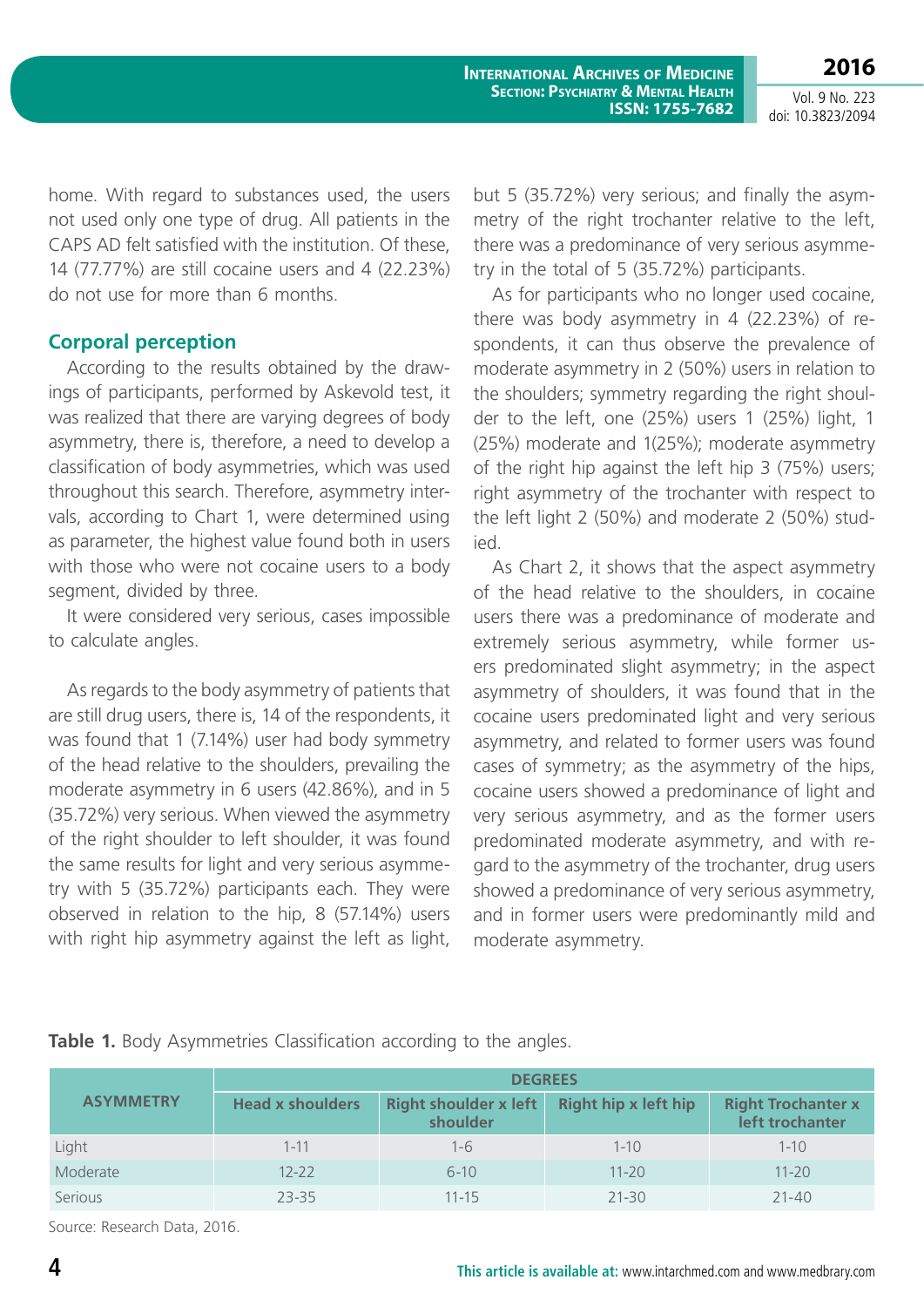home. With regard to substances used, the users not used only one type of drug. All patients in the CAPS AD felt satisfied with the institution. Of these, 14 (77.77%) are still cocaine users and 4 (22.23%) do not use for more than 6 months.

### Corporal perception

According to the results obtained by the drawings of participants, performed by Askevold test, it was realized that there are varying degrees of body asymmetry, there is, therefore, a need to develop a classification of body asymmetries, which was used throughout this search. Therefore, asymmetry intervals, according to Chart 1, were determined using as parameter, the highest value found both in users with those who were not cocaine users to a body segment, divided by three.

It were considered very serious, cases impossible to calculate angles.

As regards to the body asymmetry of patients that are still drug users, there is, 14 of the respondents, it was found that 1 (7.14%) user had body symmetry of the head relative to the shoulders, prevailing the moderate asymmetry in 6 users (42.86%), and in 5 (35.72%) very serious. When viewed the asymmetry of the right shoulder to left shoulder, it was found the same results for light and very serious asymmetry with 5 (35.72%) participants each. They were observed in relation to the hip, 8 (57.14%) users with right hip asymmetry against the left as light, but 5 (35.72%) very serious; and finally the asymmetry of the right trochanter relative to the left, there was a predominance of very serious asymmetry in the total of 5 (35.72%) participants.

As for participants who no longer used cocaine, there was body asymmetry in 4 (22.23%) of respondents, it can thus observe the prevalence of moderate asymmetry in 2 (50%) users in relation to the shoulders; symmetry regarding the right shoulder to the left, one (25%) users 1 (25%) light, 1 (25%) moderate and 1(25%); moderate asymmetry of the right hip against the left hip 3 (75%) users; right asymmetry of the trochanter with respect to the left light 2 (50%) and moderate 2 (50%) studied.

As Chart 2, it shows that the aspect asymmetry of the head relative to the shoulders, in cocaine users there was a predominance of moderate and extremely serious asymmetry, while former users predominated slight asymmetry; in the aspect asymmetry of shoulders, it was found that in the cocaine users predominated light and very serious asymmetry, and related to former users was found cases of symmetry; as the asymmetry of the hips, cocaine users showed a predominance of light and very serious asymmetry, and as the former users predominated moderate asymmetry, and with regard to the asymmetry of the trochanter, drug users showed a predominance of very serious asymmetry, and in former users were predominantly mild and moderate asymmetry.

**Table 1.** Body Asymmetries Classification according to the angles.

| ASYMMETRY | DEGREES | | | |
|---|---|---|---|---|
| | Head x shoulders | Right shoulder x left shoulder | Right hip x left hip | Right Trochanter x left trochanter |
| Light | 1-11 | 1-6 | 1-10 | 1-10 |
| Moderate | 12-22 | 6-10 | 11-20 | 11-20 |
| Serious | 23-35 | 11-15 | 21-30 | 21-40 |

Source: Research Data, 2016.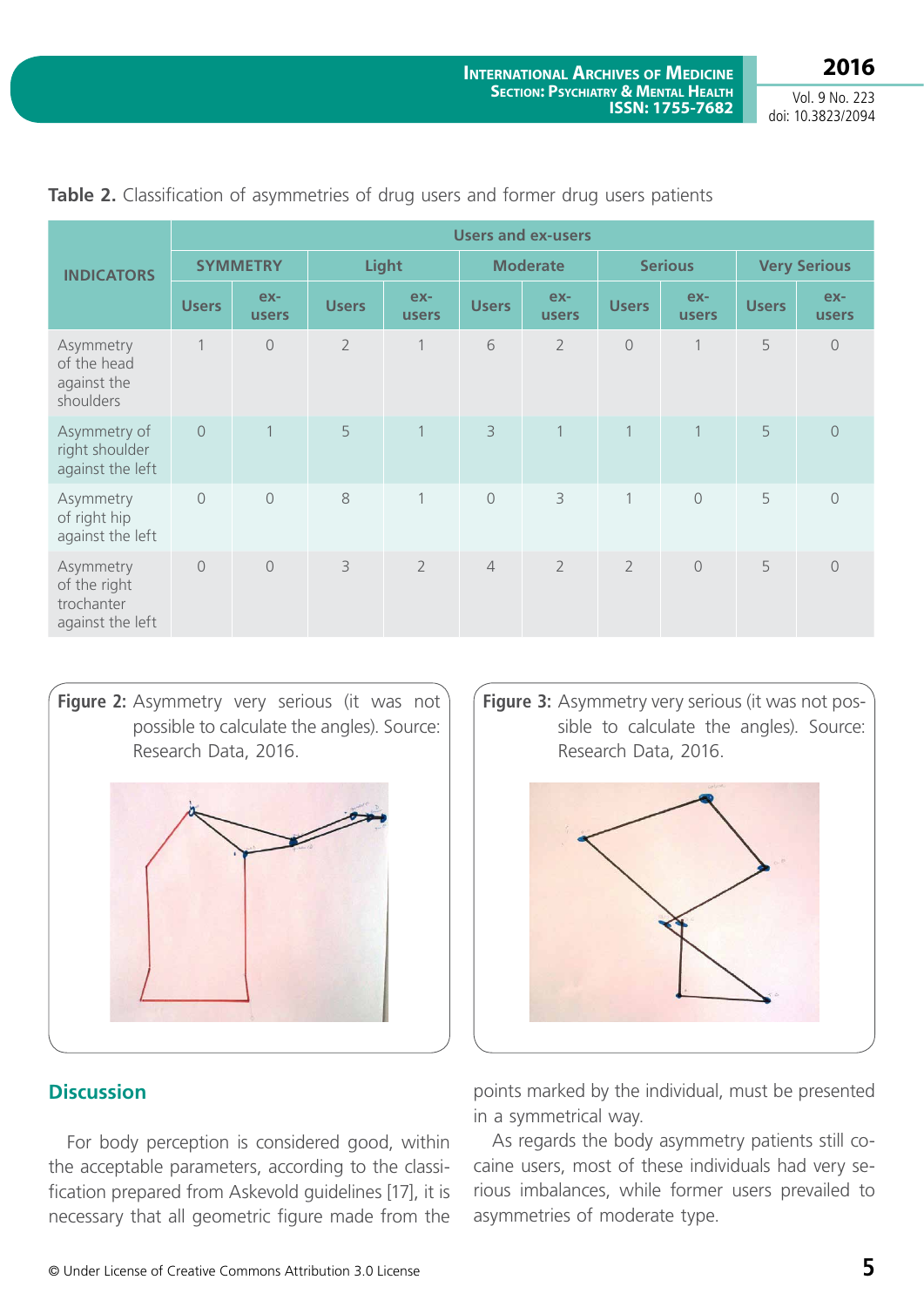**Table 2.** Classification of asymmetries of drug users and former drug users patients

| INDICATORS | Users and ex-users | | | | | | | | | |
|---|---|---|---|---|---|---|---|---|---|---|
| | SYMMETRY | | Light | | Moderate | | Serious | | Very Serious | |
| | Users | ex-users | Users | ex-users | Users | ex-users | Users | ex-users | Users | ex-users |
| Asymmetry of the head against the shoulders | 1 | 0 | 2 | 1 | 6 | 2 | 0 | 1 | 5 | 0 |
| Asymmetry of right shoulder against the left | 0 | 1 | 5 | 1 | 3 | 1 | 1 | 1 | 5 | 0 |
| Asymmetry of right hip against the left | 0 | 0 | 8 | 1 | 0 | 3 | 1 | 0 | 5 | 0 |
| Asymmetry of the right trochanter against the left | 0 | 0 | 3 | 2 | 4 | 2 | 2 | 0 | 5 | 0 |

**Figure 2:** Asymmetry very serious (it was not possible to calculate the angles). Source: Research Data, 2016.

**Figure 3:** Asymmetry very serious (it was not possible to calculate the angles). Source: Research Data, 2016.

## Discussion

For body perception is considered good, within the acceptable parameters, according to the classification prepared from Askevold guidelines [17], it is necessary that all geometric figure made from the points marked by the individual, must be presented in a symmetrical way.

As regards the body asymmetry patients still cocaine users, most of these individuals had very serious imbalances, while former users prevailed to asymmetries of moderate type.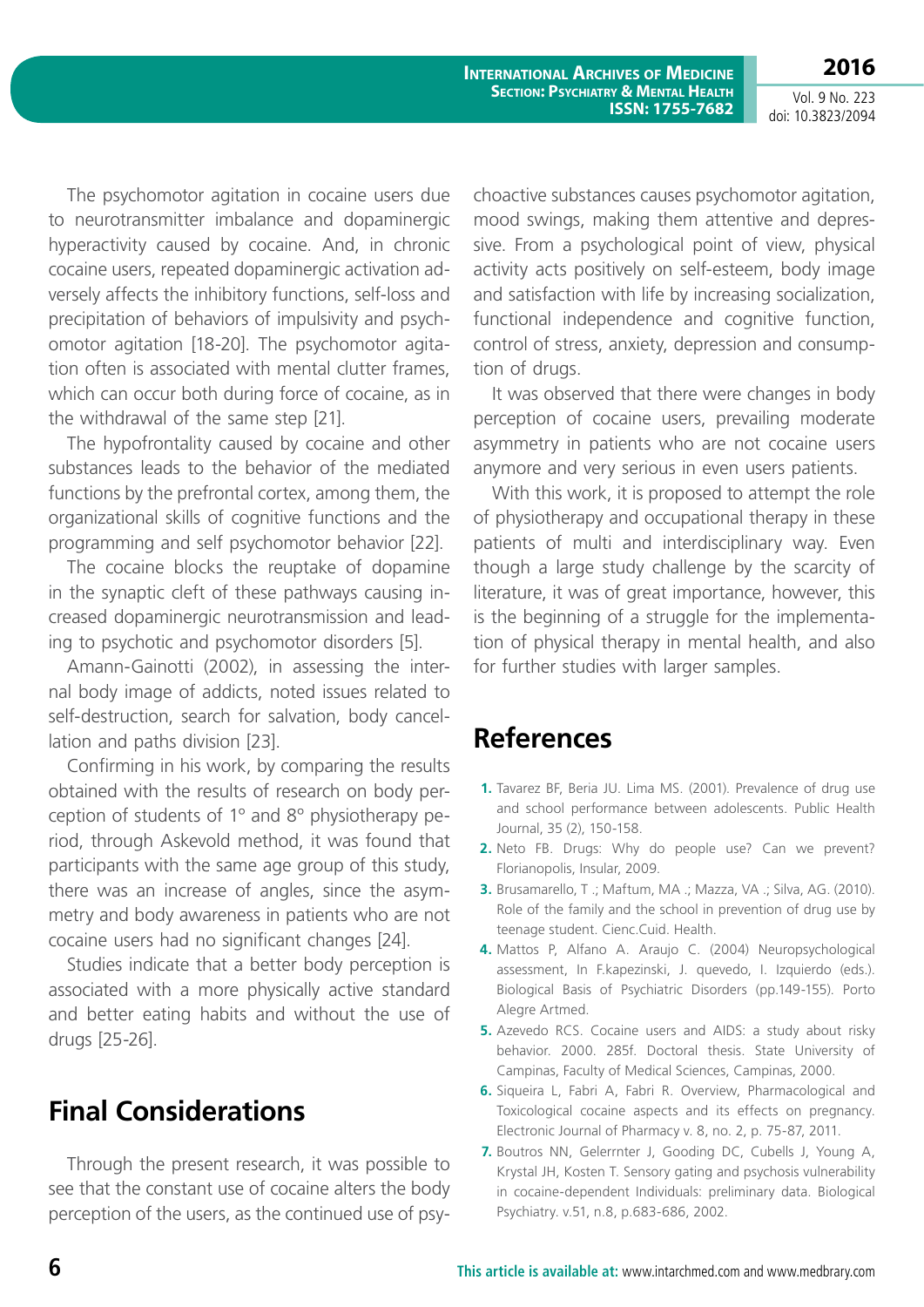The psychomotor agitation in cocaine users due to neurotransmitter imbalance and dopaminergic hyperactivity caused by cocaine. And, in chronic cocaine users, repeated dopaminergic activation adversely affects the inhibitory functions, self-loss and precipitation of behaviors of impulsivity and psychomotor agitation [18-20]. The psychomotor agitation often is associated with mental clutter frames, which can occur both during force of cocaine, as in the withdrawal of the same step [21].

The hypofrontality caused by cocaine and other substances leads to the behavior of the mediated functions by the prefrontal cortex, among them, the organizational skills of cognitive functions and the programming and self psychomotor behavior [22].

The cocaine blocks the reuptake of dopamine in the synaptic cleft of these pathways causing increased dopaminergic neurotransmission and leading to psychotic and psychomotor disorders [5].

Amann-Gainotti (2002), in assessing the internal body image of addicts, noted issues related to self-destruction, search for salvation, body cancellation and paths division [23].

Confirming in his work, by comparing the results obtained with the results of research on body perception of students of 1º and 8º physiotherapy period, through Askevold method, it was found that participants with the same age group of this study, there was an increase of angles, since the asymmetry and body awareness in patients who are not cocaine users had no significant changes [24].

Studies indicate that a better body perception is associated with a more physically active standard and better eating habits and without the use of drugs [25-26].

## Final Considerations

Through the present research, it was possible to see that the constant use of cocaine alters the body perception of the users, as the continued use of psychoactive substances causes psychomotor agitation, mood swings, making them attentive and depressive. From a psychological point of view, physical activity acts positively on self-esteem, body image and satisfaction with life by increasing socialization, functional independence and cognitive function, control of stress, anxiety, depression and consumption of drugs.

It was observed that there were changes in body perception of cocaine users, prevailing moderate asymmetry in patients who are not cocaine users anymore and very serious in even users patients.

With this work, it is proposed to attempt the role of physiotherapy and occupational therapy in these patients of multi and interdisciplinary way. Even though a large study challenge by the scarcity of literature, it was of great importance, however, this is the beginning of a struggle for the implementation of physical therapy in mental health, and also for further studies with larger samples.

## References

1. Tavarez BF, Beria JU. Lima MS. (2001). Prevalence of drug use and school performance between adolescents. Public Health Journal, 35 (2), 150-158.
2. Neto FB. Drugs: Why do people use? Can we prevent? Florianopolis, Insular, 2009.
3. Brusamarello, T .; Maftum, MA .; Mazza, VA .; Silva, AG. (2010). Role of the family and the school in prevention of drug use by teenage student. Cienc.Cuid. Health.
4. Mattos P, Alfano A. Araujo C. (2004) Neuropsychological assessment, In F.kapezinski, J. quevedo, I. Izquierdo (eds.). Biological Basis of Psychiatric Disorders (pp.149-155). Porto Alegre Artmed.
5. Azevedo RCS. Cocaine users and AIDS: a study about risky behavior. 2000. 285f. Doctoral thesis. State University of Campinas, Faculty of Medical Sciences, Campinas, 2000.
6. Siqueira L, Fabri A, Fabri R. Overview, Pharmacological and Toxicological cocaine aspects and its effects on pregnancy. Electronic Journal of Pharmacy v. 8, no. 2, p. 75-87, 2011.
7. Boutros NN, Gelerrnter J, Gooding DC, Cubells J, Young A, Krystal JH, Kosten T. Sensory gating and psychosis vulnerability in cocaine-dependent Individuals: preliminary data. Biological Psychiatry. v.51, n.8, p.683-686, 2002.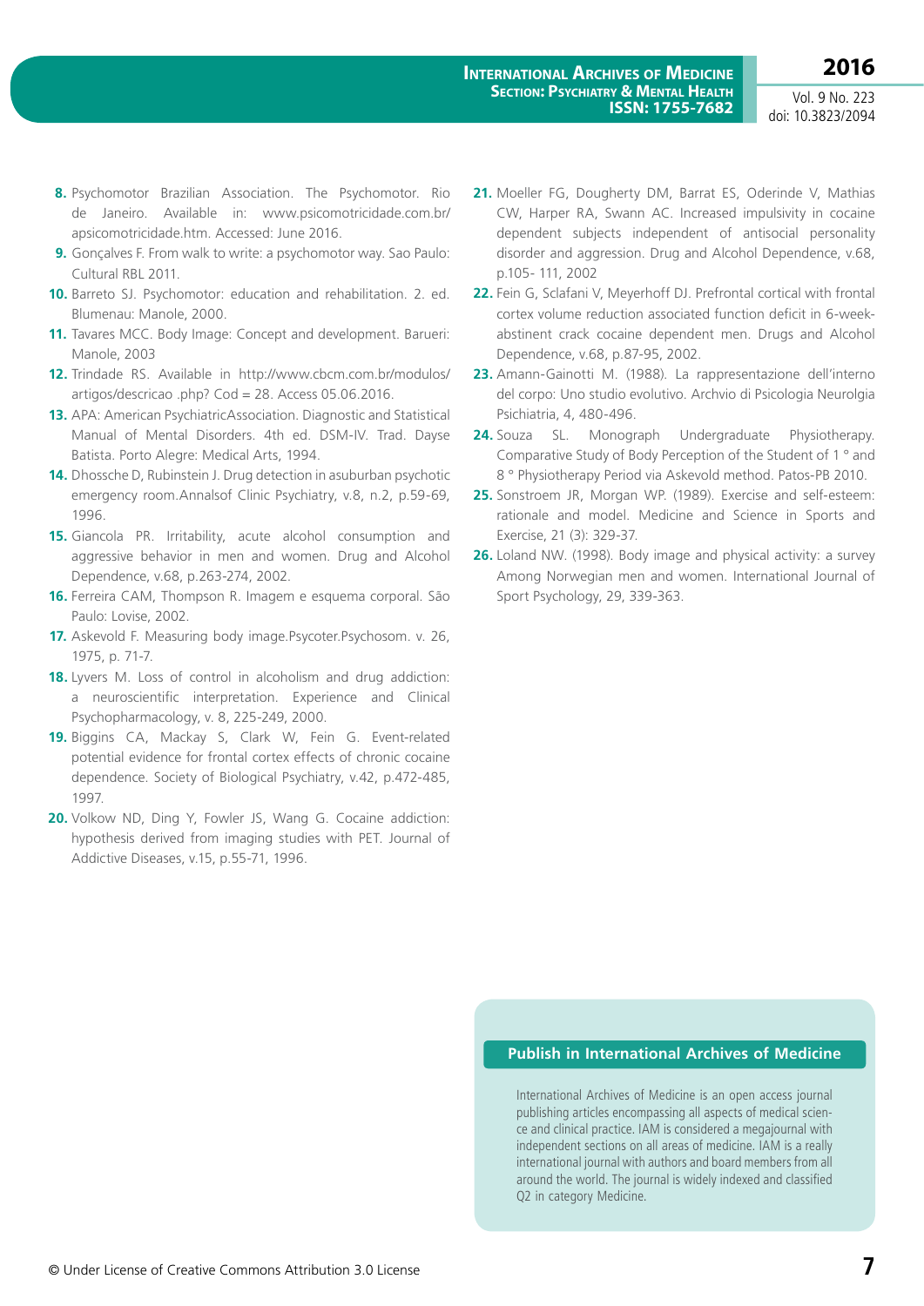8. Psychomotor Brazilian Association. The Psychomotor. Rio de Janeiro. Available in: www.psicomotricidade.com.br/apsicomotricidade.htm. Accessed: June 2016.
9. Gonçalves F. From walk to write: a psychomotor way. Sao Paulo: Cultural RBL 2011.
10. Barreto SJ. Psychomotor: education and rehabilitation. 2. ed. Blumenau: Manole, 2000.
11. Tavares MCC. Body Image: Concept and development. Barueri: Manole, 2003
12. Trindade RS. Available in http://www.cbcm.com.br/modulos/artigos/descricao .php? Cod = 28. Access 05.06.2016.
13. APA: American PsychiatricAssociation. Diagnostic and Statistical Manual of Mental Disorders. 4th ed. DSM-IV. Trad. Dayse Batista. Porto Alegre: Medical Arts, 1994.
14. Dhossche D, Rubinstein J. Drug detection in asuburban psychotic emergency room.Annalsof Clinic Psychiatry, v.8, n.2, p.59-69, 1996.
15. Giancola PR. Irritability, acute alcohol consumption and aggressive behavior in men and women. Drug and Alcohol Dependence, v.68, p.263-274, 2002.
16. Ferreira CAM, Thompson R. Imagem e esquema corporal. São Paulo: Lovise, 2002.
17. Askevold F. Measuring body image.Psycoter.Psychosom. v. 26, 1975, p. 71-7.
18. Lyvers M. Loss of control in alcoholism and drug addiction: a neuroscientific interpretation. Experience and Clinical Psychopharmacology, v. 8, 225-249, 2000.
19. Biggins CA, Mackay S, Clark W, Fein G. Event-related potential evidence for frontal cortex effects of chronic cocaine dependence. Society of Biological Psychiatry, v.42, p.472-485, 1997.
20. Volkow ND, Ding Y, Fowler JS, Wang G. Cocaine addiction: hypothesis derived from imaging studies with PET. Journal of Addictive Diseases, v.15, p.55-71, 1996.
21. Moeller FG, Dougherty DM, Barrat ES, Oderinde V, Mathias CW, Harper RA, Swann AC. Increased impulsivity in cocaine dependent subjects independent of antisocial personality disorder and aggression. Drug and Alcohol Dependence, v.68, p.105- 111, 2002
22. Fein G, Sclafani V, Meyerhoff DJ. Prefrontal cortical with frontal cortex volume reduction associated function deficit in 6-week-abstinent crack cocaine dependent men. Drugs and Alcohol Dependence, v.68, p.87-95, 2002.
23. Amann-Gainotti M. (1988). La rappresentazione dell'interno del corpo: Uno studio evolutivo. Archvio di Psicologia Neurolgia Psichiatria, 4, 480-496.
24. Souza SL. Monograph Undergraduate Physiotherapy. Comparative Study of Body Perception of the Student of 1 ° and 8 ° Physiotherapy Period via Askevold method. Patos-PB 2010.
25. Sonstroem JR, Morgan WP. (1989). Exercise and self-esteem: rationale and model. Medicine and Science in Sports and Exercise, 21 (3): 329-37.
26. Loland NW. (1998). Body image and physical activity: a survey Among Norwegian men and women. International Journal of Sport Psychology, 29, 339-363.

**Publish in International Archives of Medicine**

International Archives of Medicine is an open access journal publishing articles encompassing all aspects of medical science and clinical practice. IAM is considered a megajournal with independent sections on all areas of medicine. IAM is a really international journal with authors and board members from all around the world. The journal is widely indexed and classified Q2 in category Medicine.